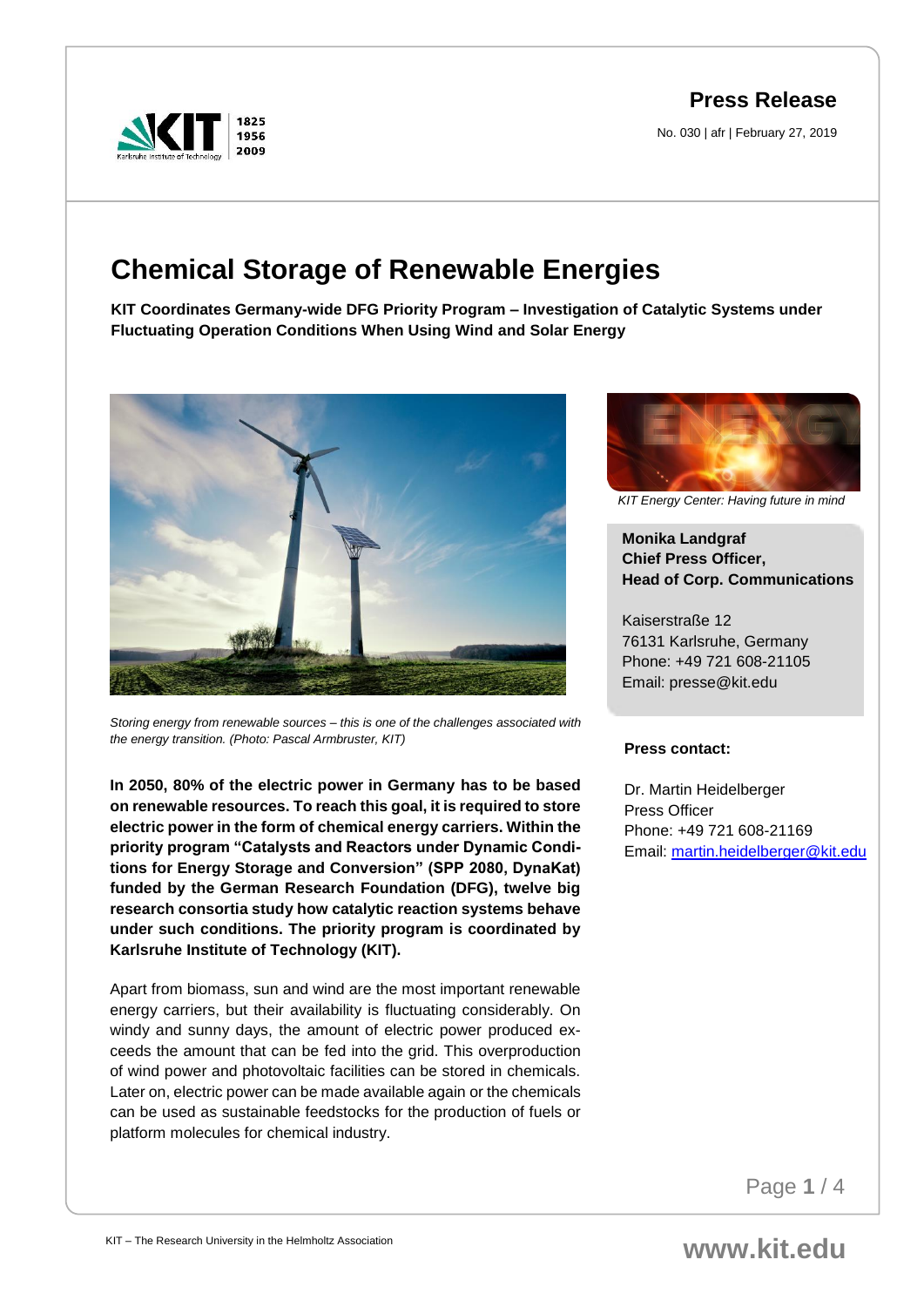**Press Release**

No. 030 | afr | February 27, 2019

# Chemical Storage of Renewable Energies

**KIT Coordinates Germany-wide DFG Priority Program – Investigation of Catalytic Systems under Fluctuating Operation Conditions When Using Wind and Solar Energy**

*Storing energy from renewable sources – this is one of the challenges associated with the energy transition. (Photo: Pascal Armbruster, KIT)*

**In 2050, 80% of the electric power in Germany has to be based on renewable resources. To reach this goal, it is required to store electric power in the form of chemical energy carriers. Within the priority program "Catalysts and Reactors under Dynamic Conditions for Energy Storage and Conversion" (SPP 2080, DynaKat) funded by the German Research Foundation (DFG), twelve big research consortia study how catalytic reaction systems behave under such conditions. The priority program is coordinated by Karlsruhe Institute of Technology (KIT).**

Apart from biomass, sun and wind are the most important renewable energy carriers, but their availability is fluctuating considerably. On windy and sunny days, the amount of electric power produced exceeds the amount that can be fed into the grid. This overproduction of wind power and photovoltaic facilities can be stored in chemicals. Later on, electric power can be made available again or the chemicals can be used as sustainable feedstocks for the production of fuels or platform molecules for chemical industry.

*KIT Energy Center: Having future in mind*

**Monika Landgraf**
**Chief Press Officer,**
**Head of Corp. Communications**

Kaiserstraße 12
76131 Karlsruhe, Germany
Phone: +49 721 608-21105
Email: presse@kit.edu

**Press contact:**

Dr. Martin Heidelberger
Press Officer
Phone: +49 721 608-21169
Email: martin.heidelberger@kit.edu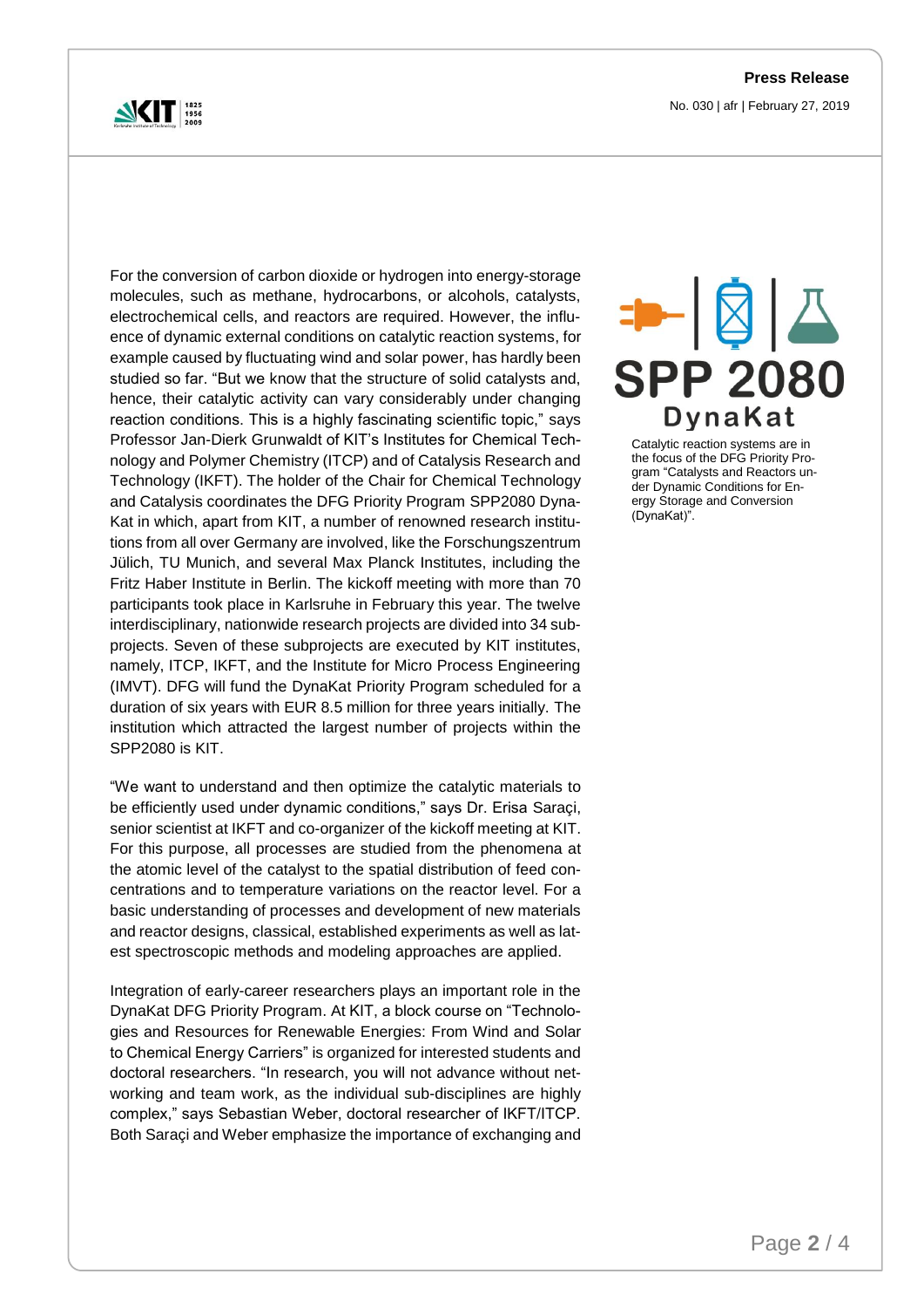For the conversion of carbon dioxide or hydrogen into energy-storage molecules, such as methane, hydrocarbons, or alcohols, catalysts, electrochemical cells, and reactors are required. However, the influence of dynamic external conditions on catalytic reaction systems, for example caused by fluctuating wind and solar power, has hardly been studied so far. "But we know that the structure of solid catalysts and, hence, their catalytic activity can vary considerably under changing reaction conditions. This is a highly fascinating scientific topic," says Professor Jan-Dierk Grunwaldt of KIT's Institutes for Chemical Technology and Polymer Chemistry (ITCP) and of Catalysis Research and Technology (IKFT). The holder of the Chair for Chemical Technology and Catalysis coordinates the DFG Priority Program SPP2080 DynaKat in which, apart from KIT, a number of renowned research institutions from all over Germany are involved, like the Forschungszentrum Jülich, TU Munich, and several Max Planck Institutes, including the Fritz Haber Institute in Berlin. The kickoff meeting with more than 70 participants took place in Karlsruhe in February this year. The twelve interdisciplinary, nationwide research projects are divided into 34 subprojects. Seven of these subprojects are executed by KIT institutes, namely, ITCP, IKFT, and the Institute for Micro Process Engineering (IMVT). DFG will fund the DynaKat Priority Program scheduled for a duration of six years with EUR 8.5 million for three years initially. The institution which attracted the largest number of projects within the SPP2080 is KIT.

SPP 2080
DynaKat

Catalytic reaction systems are in the focus of the DFG Priority Program "Catalysts and Reactors under Dynamic Conditions for Energy Storage and Conversion (DynaKat)".

"We want to understand and then optimize the catalytic materials to be efficiently used under dynamic conditions," says Dr. Erisa Saraçi, senior scientist at IKFT and co-organizer of the kickoff meeting at KIT. For this purpose, all processes are studied from the phenomena at the atomic level of the catalyst to the spatial distribution of feed concentrations and to temperature variations on the reactor level. For a basic understanding of processes and development of new materials and reactor designs, classical, established experiments as well as latest spectroscopic methods and modeling approaches are applied.

Integration of early-career researchers plays an important role in the DynaKat DFG Priority Program. At KIT, a block course on "Technologies and Resources for Renewable Energies: From Wind and Solar to Chemical Energy Carriers" is organized for interested students and doctoral researchers. "In research, you will not advance without networking and team work, as the individual sub-disciplines are highly complex," says Sebastian Weber, doctoral researcher of IKFT/ITCP. Both Saraçi and Weber emphasize the importance of exchanging and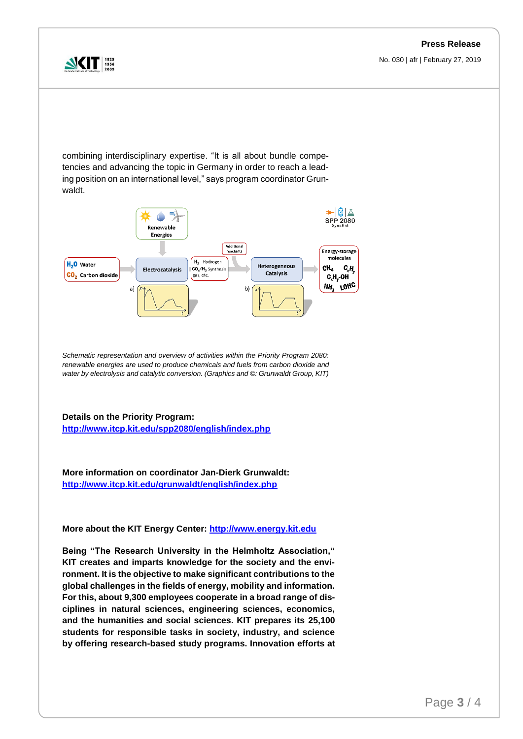combining interdisciplinary expertise. "It is all about bundle competencies and advancing the topic in Germany in order to reach a leading position on an international level," says program coordinator Grunwaldt.

Renewable Energies

$H_2O$ Water

$CO_2$ Carbon dioxide

Electrocatalysis

$H_2$ Hydrogen

$CO_x/H_2$ Synthesis gas, etc.

Additional reactants

Heterogeneous Catalysis

Energy-storage molecules

$CH_4$ $C_xH_y$ $C_xH_y$-OH $NH_3$ LOHC

SPP 2080 DynaKat

a) P t

b) μ t

*Schematic representation and overview of activities within the Priority Program 2080: renewable energies are used to produce chemicals and fuels from carbon dioxide and water by electrolysis and catalytic conversion. (Graphics and ©: Grunwaldt Group, KIT)*

**Details on the Priority Program:**
**[http://www.itcp.kit.edu/spp2080/english/index.php](http://www.itcp.kit.edu/spp2080/english/index.php)**

**More information on coordinator Jan-Dierk Grunwaldt:**
**[http://www.itcp.kit.edu/grunwaldt/english/index.php](http://www.itcp.kit.edu/grunwaldt/english/index.php)**

**More about the KIT Energy Center: [http://www.energy.kit.edu](http://www.energy.kit.edu)**

**Being "The Research University in the Helmholtz Association," KIT creates and imparts knowledge for the society and the environment. It is the objective to make significant contributions to the global challenges in the fields of energy, mobility and information. For this, about 9,300 employees cooperate in a broad range of disciplines in natural sciences, engineering sciences, economics, and the humanities and social sciences. KIT prepares its 25,100 students for responsible tasks in society, industry, and science by offering research-based study programs. Innovation efforts at**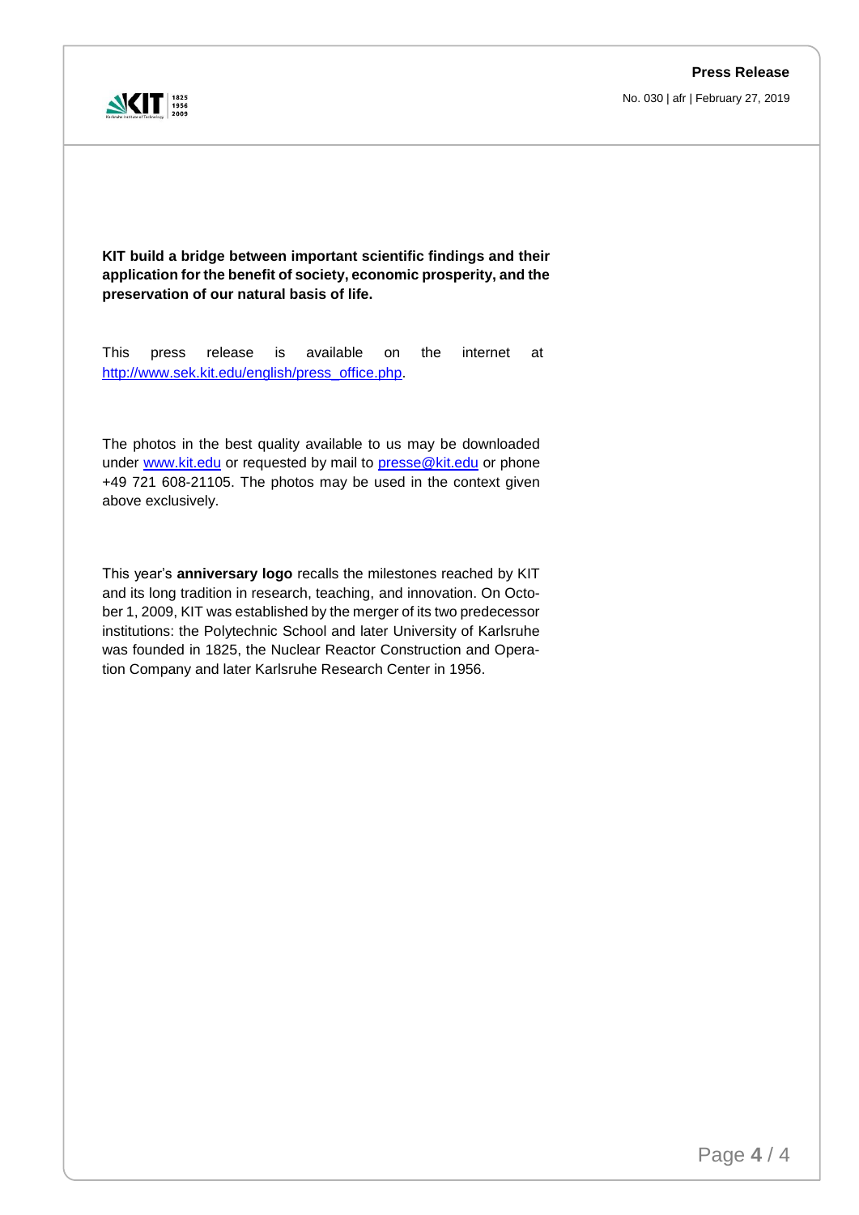**KIT build a bridge between important scientific findings and their application for the benefit of society, economic prosperity, and the preservation of our natural basis of life.**

This press release is available on the internet at http://www.sek.kit.edu/english/press_office.php.

The photos in the best quality available to us may be downloaded under www.kit.edu or requested by mail to presse@kit.edu or phone +49 721 608-21105. The photos may be used in the context given above exclusively.

This year's **anniversary logo** recalls the milestones reached by KIT and its long tradition in research, teaching, and innovation. On October 1, 2009, KIT was established by the merger of its two predecessor institutions: the Polytechnic School and later University of Karlsruhe was founded in 1825, the Nuclear Reactor Construction and Operation Company and later Karlsruhe Research Center in 1956.